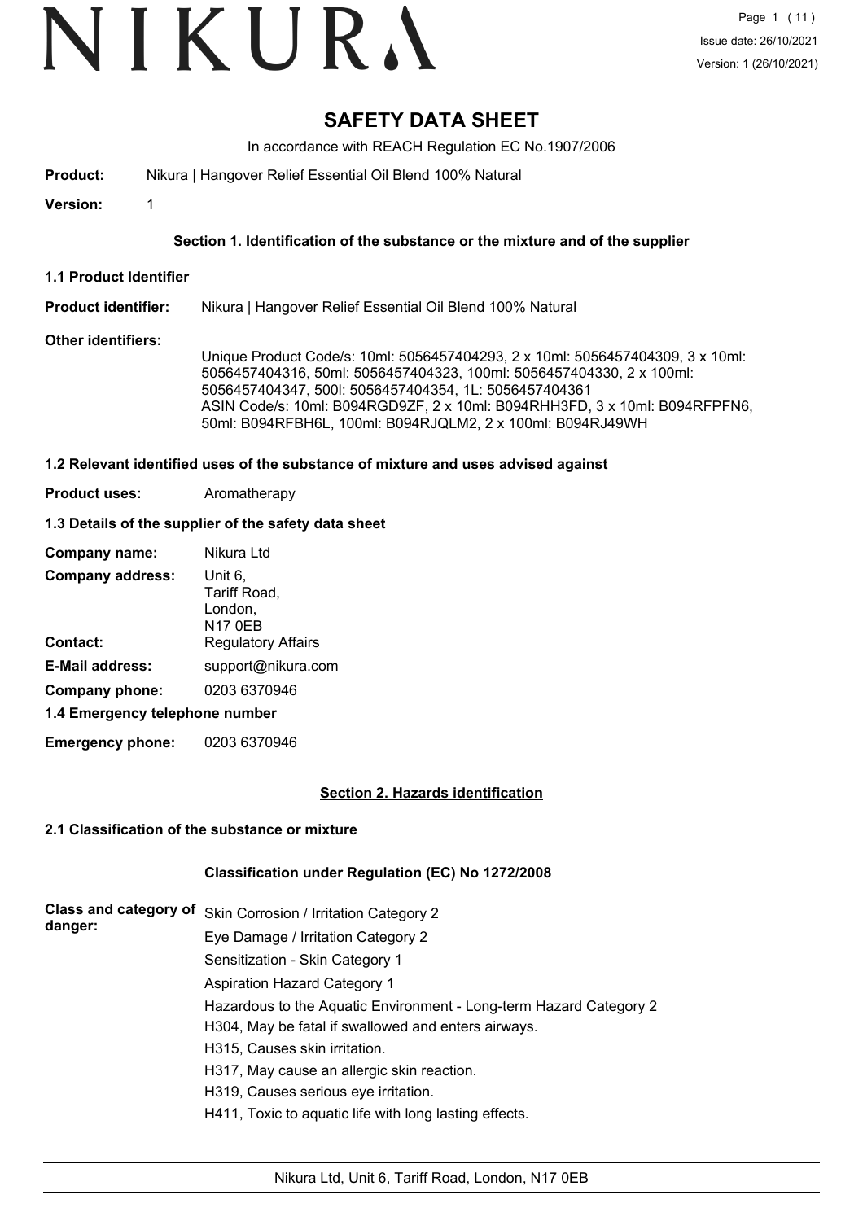# SAFETY DATA SHEET

In accordance with REACH Regulation EC No.1907/2006

**Product:** Nikura | Hangover Relief Essential Oil Blend 100% Natural

**Version:** 1

## Section 1. Identification of the substance or the mixture and of the supplier

### 1.1 Product Identifier

**Product identifier:** Nikura | Hangover Relief Essential Oil Blend 100% Natural

**Other identifiers:**

Unique Product Code/s: 10ml: 5056457404293, 2 x 10ml: 5056457404309, 3 x 10ml: 5056457404316, 50ml: 5056457404323, 100ml: 5056457404330, 2 x 100ml: 5056457404347, 500l: 5056457404354, 1L: 5056457404361
ASIN Code/s: 10ml: B094RGD9ZF, 2 x 10ml: B094RHH3FD, 3 x 10ml: B094RFPFN6, 50ml: B094RFBH6L, 100ml: B094RJQLM2, 2 x 100ml: B094RJ49WH

### 1.2 Relevant identified uses of the substance of mixture and uses advised against

**Product uses:** Aromatherapy

### 1.3 Details of the supplier of the safety data sheet

**Company name:** Nikura Ltd

**Company address:** Unit 6, Tariff Road, London, N17 0EB

**Contact:** Regulatory Affairs

**E-Mail address:** support@nikura.com

**Company phone:** 0203 6370946

### 1.4 Emergency telephone number

**Emergency phone:** 0203 6370946

## Section 2. Hazards identification

### 2.1 Classification of the substance or mixture

**Classification under Regulation (EC) No 1272/2008**

**Class and category of danger:**

Skin Corrosion / Irritation Category 2
Eye Damage / Irritation Category 2
Sensitization - Skin Category 1
Aspiration Hazard Category 1
Hazardous to the Aquatic Environment - Long-term Hazard Category 2
H304, May be fatal if swallowed and enters airways.
H315, Causes skin irritation.
H317, May cause an allergic skin reaction.
H319, Causes serious eye irritation.
H411, Toxic to aquatic life with long lasting effects.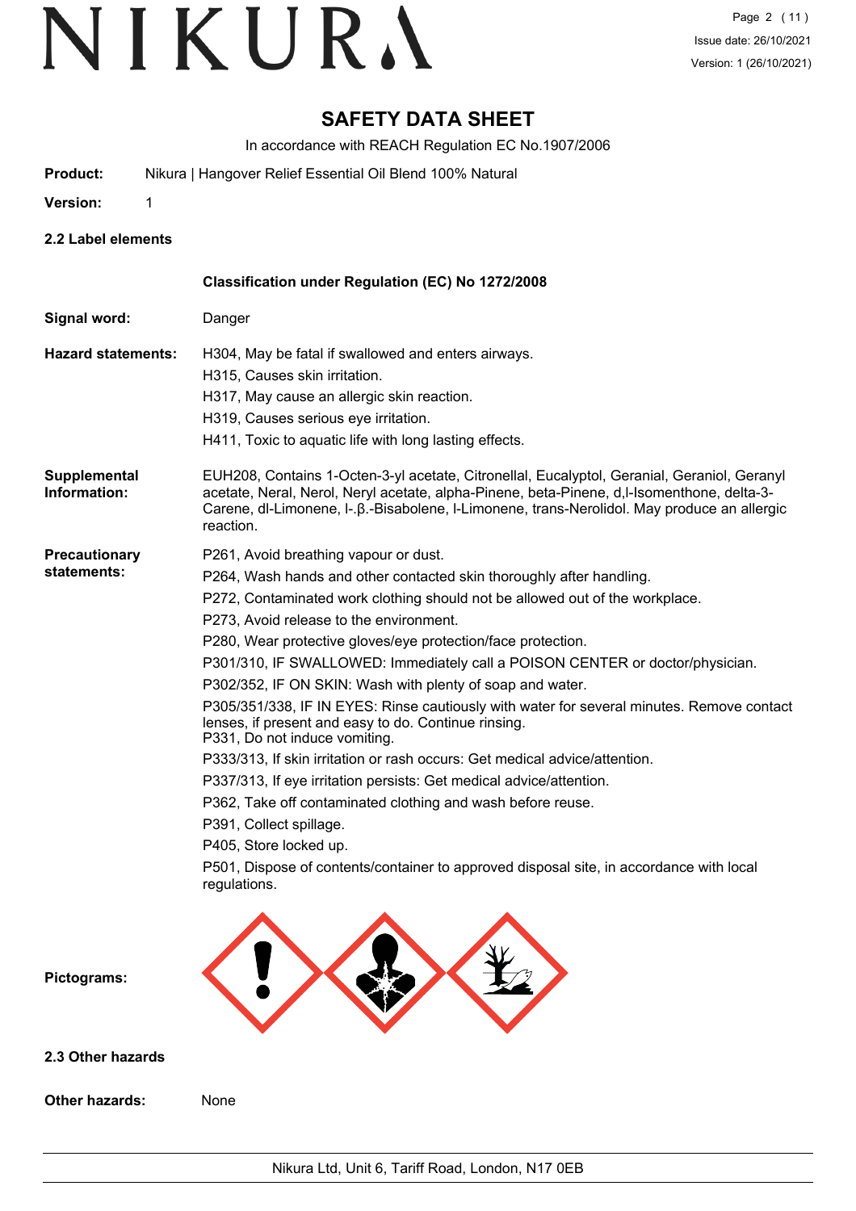# SAFETY DATA SHEET

In accordance with REACH Regulation EC No.1907/2006

**Product:** Nikura | Hangover Relief Essential Oil Blend 100% Natural

**Version:** 1

## 2.2 Label elements

**Classification under Regulation (EC) No 1272/2008**

**Signal word:** Danger

**Hazard statements:**

H304, May be fatal if swallowed and enters airways.
H315, Causes skin irritation.
H317, May cause an allergic skin reaction.
H319, Causes serious eye irritation.
H411, Toxic to aquatic life with long lasting effects.

**Supplemental Information:**

EUH208, Contains 1-Octen-3-yl acetate, Citronellal, Eucalyptol, Geranial, Geraniol, Geranyl acetate, Neral, Nerol, Neryl acetate, alpha-Pinene, beta-Pinene, d,l-Isomenthone, delta-3-Carene, dl-Limonene, l-.β.-Bisabolene, l-Limonene, trans-Nerolidol. May produce an allergic reaction.

**Precautionary statements:**

P261, Avoid breathing vapour or dust.
P264, Wash hands and other contacted skin thoroughly after handling.
P272, Contaminated work clothing should not be allowed out of the workplace.
P273, Avoid release to the environment.
P280, Wear protective gloves/eye protection/face protection.
P301/310, IF SWALLOWED: Immediately call a POISON CENTER or doctor/physician.
P302/352, IF ON SKIN: Wash with plenty of soap and water.
P305/351/338, IF IN EYES: Rinse cautiously with water for several minutes. Remove contact lenses, if present and easy to do. Continue rinsing.
P331, Do not induce vomiting.
P333/313, If skin irritation or rash occurs: Get medical advice/attention.
P337/313, If eye irritation persists: Get medical advice/attention.
P362, Take off contaminated clothing and wash before reuse.
P391, Collect spillage.
P405, Store locked up.
P501, Dispose of contents/container to approved disposal site, in accordance with local regulations.

**Pictograms:**

## 2.3 Other hazards

**Other hazards:** None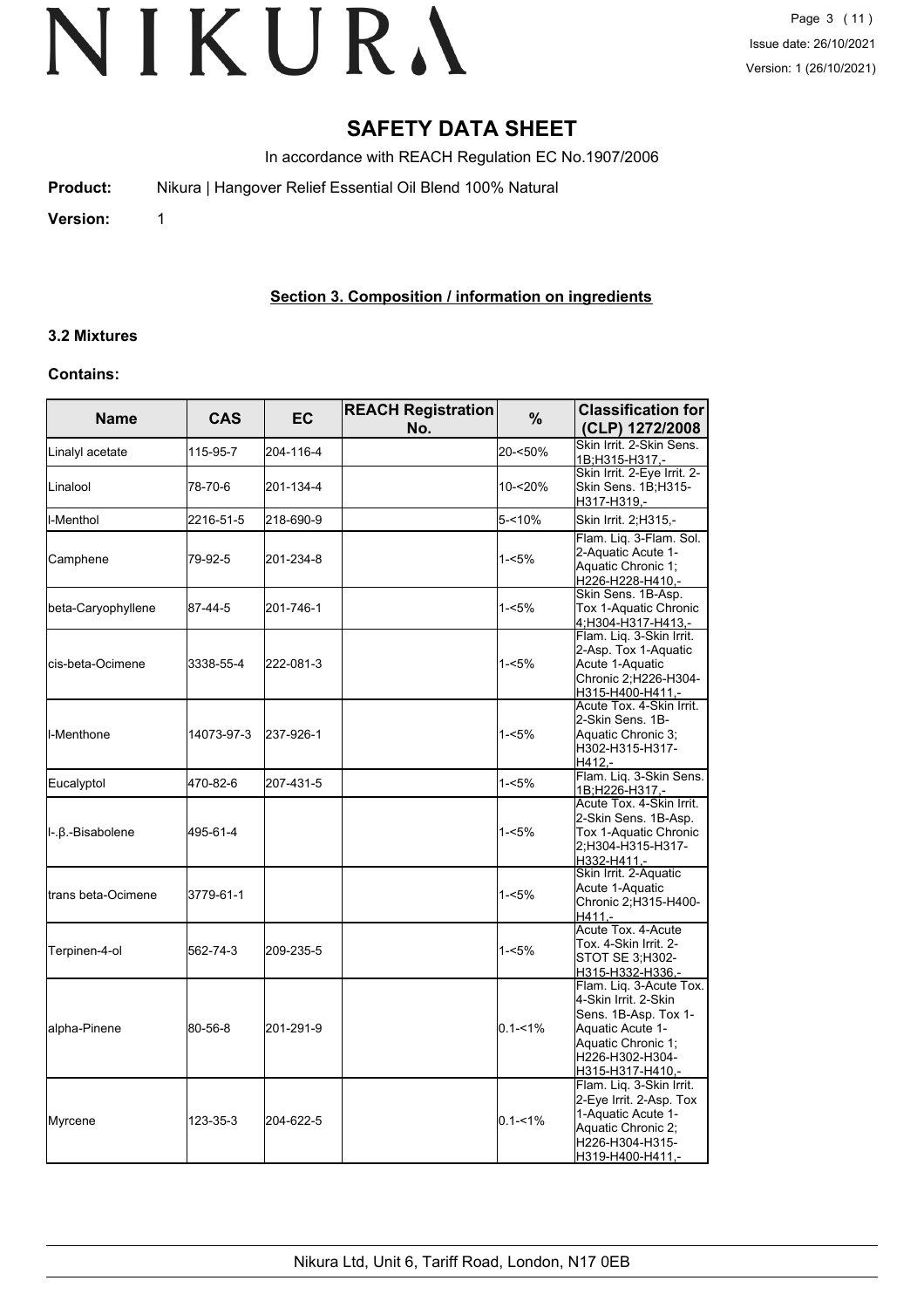# SAFETY DATA SHEET

In accordance with REACH Regulation EC No.1907/2006

**Product:** Nikura | Hangover Relief Essential Oil Blend 100% Natural

**Version:** 1

## Section 3. Composition / information on ingredients

### 3.2 Mixtures

**Contains:**

| Name | CAS | EC | REACH Registration No. | % | Classification for (CLP) 1272/2008 |
|---|---|---|---|---|---|
| Linalyl acetate | 115-95-7 | 204-116-4 | | 20-<50% | Skin Irrit. 2-Skin Sens. 1B;H315-H317,- |
| Linalool | 78-70-6 | 201-134-4 | | 10-<20% | Skin Irrit. 2-Eye Irrit. 2-Skin Sens. 1B;H315-H317-H319,- |
| l-Menthol | 2216-51-5 | 218-690-9 | | 5-<10% | Skin Irrit. 2;H315,- |
| Camphene | 79-92-5 | 201-234-8 | | 1-<5% | Flam. Liq. 3-Flam. Sol. 2-Aquatic Acute 1-Aquatic Chronic 1;H226-H228-H410,- |
| beta-Caryophyllene | 87-44-5 | 201-746-1 | | 1-<5% | Skin Sens. 1B-Asp. Tox 1-Aquatic Chronic 4;H304-H317-H413,- |
| cis-beta-Ocimene | 3338-55-4 | 222-081-3 | | 1-<5% | Flam. Liq. 3-Skin Irrit. 2-Asp. Tox 1-Aquatic Acute 1-Aquatic Chronic 2;H226-H304-H315-H400-H411,- |
| l-Menthone | 14073-97-3 | 237-926-1 | | 1-<5% | Acute Tox. 4-Skin Irrit. 2-Skin Sens. 1B-Aquatic Chronic 3;H302-H315-H317-H412,- |
| Eucalyptol | 470-82-6 | 207-431-5 | | 1-<5% | Flam. Liq. 3-Skin Sens. 1B;H226-H317,- |
| l-.β.-Bisabolene | 495-61-4 | | | 1-<5% | Acute Tox. 4-Skin Irrit. 2-Skin Sens. 1B-Asp. Tox 1-Aquatic Chronic 2;H304-H315-H317-H332-H411,- |
| trans beta-Ocimene | 3779-61-1 | | | 1-<5% | Skin Irrit. 2-Aquatic Acute 1-Aquatic Chronic 2;H315-H400-H411,- |
| Terpinen-4-ol | 562-74-3 | 209-235-5 | | 1-<5% | Acute Tox. 4-Acute Tox. 4-Skin Irrit. 2-STOT SE 3;H302-H315-H332-H336,- |
| alpha-Pinene | 80-56-8 | 201-291-9 | | 0.1-<1% | Flam. Liq. 3-Acute Tox. 4-Skin Irrit. 2-Skin Sens. 1B-Asp. Tox 1-Aquatic Acute 1-Aquatic Chronic 1;H226-H302-H304-H315-H317-H410,- |
| Myrcene | 123-35-3 | 204-622-5 | | 0.1-<1% | Flam. Liq. 3-Skin Irrit. 2-Eye Irrit. 2-Asp. Tox 1-Aquatic Acute 1-Aquatic Chronic 2;H226-H304-H315-H319-H400-H411,- |

Nikura Ltd, Unit 6, Tariff Road, London, N17 0EB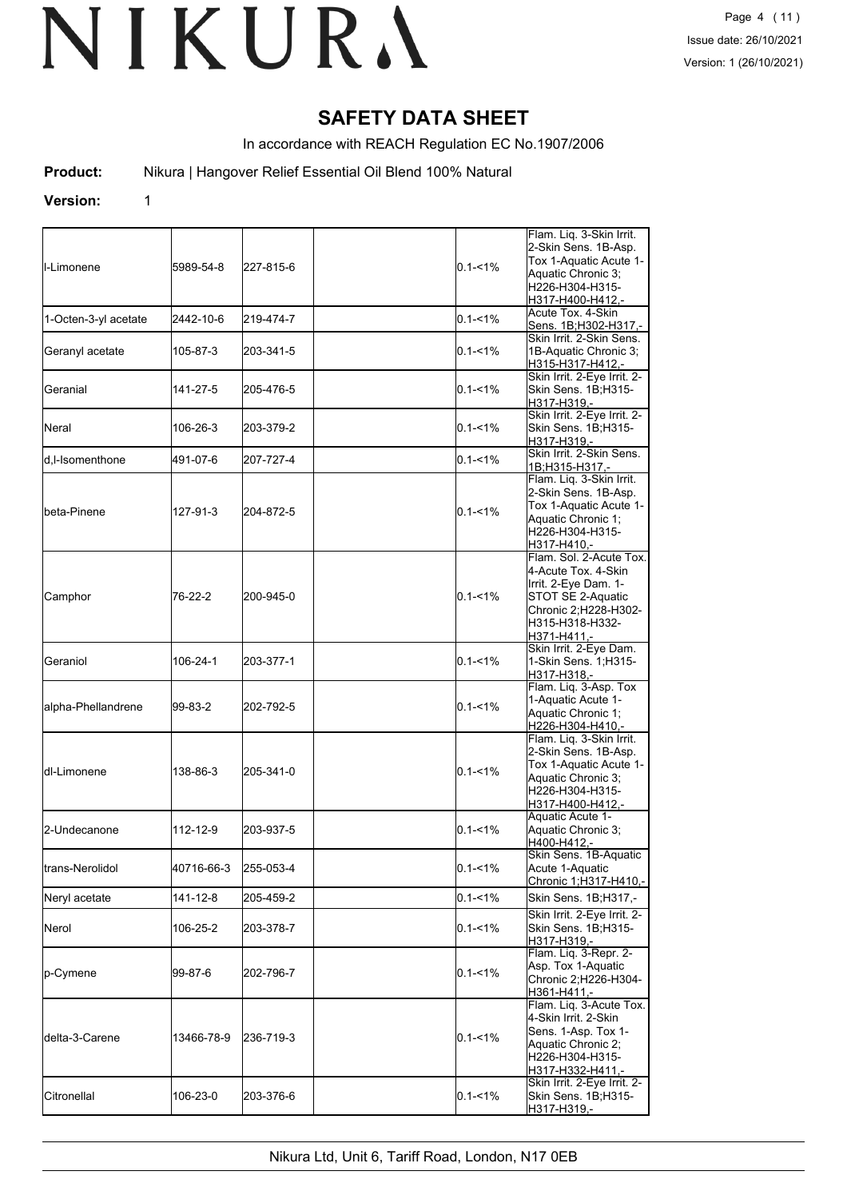# SAFETY DATA SHEET

In accordance with REACH Regulation EC No.1907/2006

**Product:** Nikura | Hangover Relief Essential Oil Blend 100% Natural

**Version:** 1

| | | | | | |
|---|---|---|---|---|---|
| l-Limonene | 5989-54-8 | 227-815-6 | | 0.1-<1% | Flam. Liq. 3-Skin Irrit. 2-Skin Sens. 1B-Asp. Tox 1-Aquatic Acute 1-Aquatic Chronic 3; H226-H304-H315-H317-H400-H412,- |
| 1-Octen-3-yl acetate | 2442-10-6 | 219-474-7 | | 0.1-<1% | Acute Tox. 4-Skin Sens. 1B;H302-H317,- |
| Geranyl acetate | 105-87-3 | 203-341-5 | | 0.1-<1% | Skin Irrit. 2-Skin Sens. 1B-Aquatic Chronic 3; H315-H317-H412,- |
| Geranial | 141-27-5 | 205-476-5 | | 0.1-<1% | Skin Irrit. 2-Eye Irrit. 2-Skin Sens. 1B;H315-H317-H319,- |
| Neral | 106-26-3 | 203-379-2 | | 0.1-<1% | Skin Irrit. 2-Eye Irrit. 2-Skin Sens. 1B;H315-H317-H319,- |
| d,l-Isomenthone | 491-07-6 | 207-727-4 | | 0.1-<1% | Skin Irrit. 2-Skin Sens. 1B;H315-H317,- |
| beta-Pinene | 127-91-3 | 204-872-5 | | 0.1-<1% | Flam. Liq. 3-Skin Irrit. 2-Skin Sens. 1B-Asp. Tox 1-Aquatic Acute 1-Aquatic Chronic 1; H226-H304-H315-H317-H410,- |
| Camphor | 76-22-2 | 200-945-0 | | 0.1-<1% | Flam. Sol. 2-Acute Tox. 4-Acute Tox. 4-Skin Irrit. 2-Eye Dam. 1-STOT SE 2-Aquatic Chronic 2;H228-H302-H315-H318-H332-H371-H411,- |
| Geraniol | 106-24-1 | 203-377-1 | | 0.1-<1% | Skin Irrit. 2-Eye Dam. 1-Skin Sens. 1;H315-H317-H318,- |
| alpha-Phellandrene | 99-83-2 | 202-792-5 | | 0.1-<1% | Flam. Liq. 3-Asp. Tox 1-Aquatic Acute 1-Aquatic Chronic 1; H226-H304-H410,- |
| dl-Limonene | 138-86-3 | 205-341-0 | | 0.1-<1% | Flam. Liq. 3-Skin Irrit. 2-Skin Sens. 1B-Asp. Tox 1-Aquatic Acute 1-Aquatic Chronic 3; H226-H304-H315-H317-H400-H412,- |
| 2-Undecanone | 112-12-9 | 203-937-5 | | 0.1-<1% | Aquatic Acute 1-Aquatic Chronic 3; H400-H412,- |
| trans-Nerolidol | 40716-66-3 | 255-053-4 | | 0.1-<1% | Skin Sens. 1B-Aquatic Acute 1-Aquatic Chronic 1;H317-H410,- |
| Neryl acetate | 141-12-8 | 205-459-2 | | 0.1-<1% | Skin Sens. 1B;H317,- |
| Nerol | 106-25-2 | 203-378-7 | | 0.1-<1% | Skin Irrit. 2-Eye Irrit. 2-Skin Sens. 1B;H315-H317-H319,- |
| p-Cymene | 99-87-6 | 202-796-7 | | 0.1-<1% | Flam. Liq. 3-Repr. 2-Asp. Tox 1-Aquatic Chronic 2;H226-H304-H361-H411,- |
| delta-3-Carene | 13466-78-9 | 236-719-3 | | 0.1-<1% | Flam. Liq. 3-Acute Tox. 4-Skin Irrit. 2-Skin Sens. 1-Asp. Tox 1-Aquatic Chronic 2; H226-H304-H315-H317-H332-H411,- |
| Citronellal | 106-23-0 | 203-376-6 | | 0.1-<1% | Skin Irrit. 2-Eye Irrit. 2-Skin Sens. 1B;H315-H317-H319,- |

Nikura Ltd, Unit 6, Tariff Road, London, N17 0EB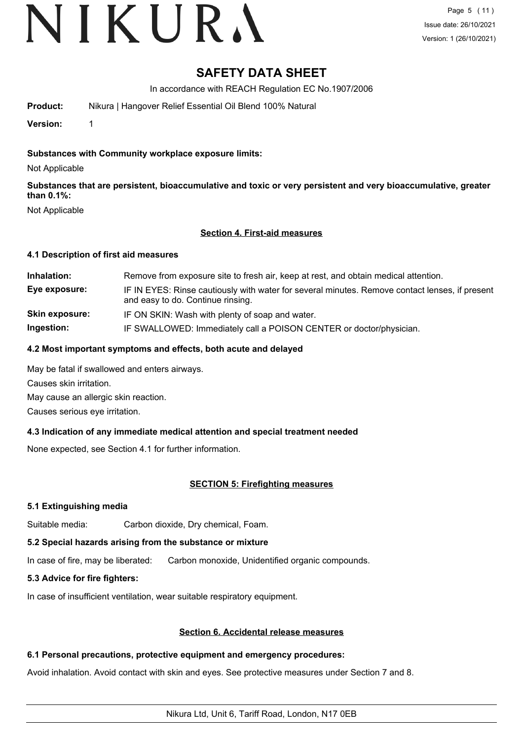# SAFETY DATA SHEET

In accordance with REACH Regulation EC No.1907/2006

**Product:** Nikura | Hangover Relief Essential Oil Blend 100% Natural

**Version:** 1

**Substances with Community workplace exposure limits:**

Not Applicable

**Substances that are persistent, bioaccumulative and toxic or very persistent and very bioaccumulative, greater than 0.1%:**

Not Applicable

## Section 4. First-aid measures

### 4.1 Description of first aid measures

| | |
|---|---|
| **Inhalation:** | Remove from exposure site to fresh air, keep at rest, and obtain medical attention. |
| **Eye exposure:** | IF IN EYES: Rinse cautiously with water for several minutes. Remove contact lenses, if present and easy to do. Continue rinsing. |
| **Skin exposure:** | IF ON SKIN: Wash with plenty of soap and water. |
| **Ingestion:** | IF SWALLOWED: Immediately call a POISON CENTER or doctor/physician. |

### 4.2 Most important symptoms and effects, both acute and delayed

May be fatal if swallowed and enters airways.

Causes skin irritation.

May cause an allergic skin reaction.

Causes serious eye irritation.

### 4.3 Indication of any immediate medical attention and special treatment needed

None expected, see Section 4.1 for further information.

## SECTION 5: Firefighting measures

### 5.1 Extinguishing media

Suitable media: Carbon dioxide, Dry chemical, Foam.

### 5.2 Special hazards arising from the substance or mixture

In case of fire, may be liberated: Carbon monoxide, Unidentified organic compounds.

### 5.3 Advice for fire fighters:

In case of insufficient ventilation, wear suitable respiratory equipment.

## Section 6. Accidental release measures

### 6.1 Personal precautions, protective equipment and emergency procedures:

Avoid inhalation. Avoid contact with skin and eyes. See protective measures under Section 7 and 8.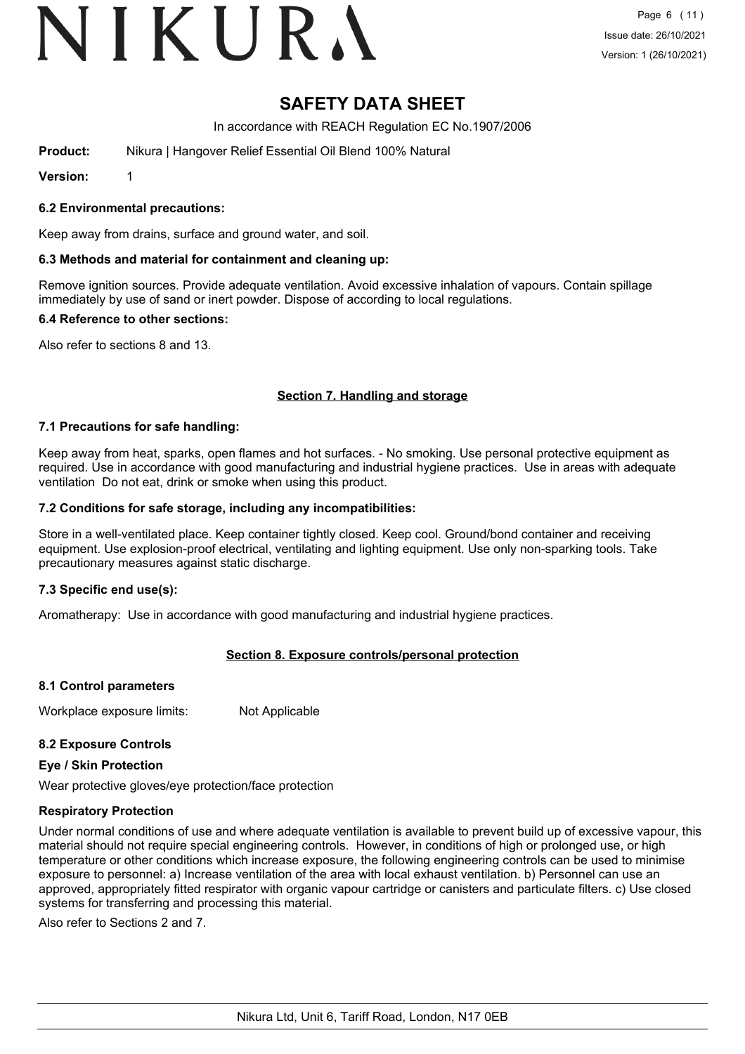# SAFETY DATA SHEET

In accordance with REACH Regulation EC No.1907/2006

**Product:** Nikura | Hangover Relief Essential Oil Blend 100% Natural

**Version:** 1

### 6.2 Environmental precautions:

Keep away from drains, surface and ground water, and soil.

### 6.3 Methods and material for containment and cleaning up:

Remove ignition sources. Provide adequate ventilation. Avoid excessive inhalation of vapours. Contain spillage immediately by use of sand or inert powder. Dispose of according to local regulations.

### 6.4 Reference to other sections:

Also refer to sections 8 and 13.

## Section 7. Handling and storage

### 7.1 Precautions for safe handling:

Keep away from heat, sparks, open flames and hot surfaces. - No smoking. Use personal protective equipment as required. Use in accordance with good manufacturing and industrial hygiene practices. Use in areas with adequate ventilation Do not eat, drink or smoke when using this product.

### 7.2 Conditions for safe storage, including any incompatibilities:

Store in a well-ventilated place. Keep container tightly closed. Keep cool. Ground/bond container and receiving equipment. Use explosion-proof electrical, ventilating and lighting equipment. Use only non-sparking tools. Take precautionary measures against static discharge.

### 7.3 Specific end use(s):

Aromatherapy: Use in accordance with good manufacturing and industrial hygiene practices.

## Section 8. Exposure controls/personal protection

### 8.1 Control parameters

Workplace exposure limits: Not Applicable

### 8.2 Exposure Controls

#### Eye / Skin Protection

Wear protective gloves/eye protection/face protection

#### Respiratory Protection

Under normal conditions of use and where adequate ventilation is available to prevent build up of excessive vapour, this material should not require special engineering controls. However, in conditions of high or prolonged use, or high temperature or other conditions which increase exposure, the following engineering controls can be used to minimise exposure to personnel: a) Increase ventilation of the area with local exhaust ventilation. b) Personnel can use an approved, appropriately fitted respirator with organic vapour cartridge or canisters and particulate filters. c) Use closed systems for transferring and processing this material.

Also refer to Sections 2 and 7.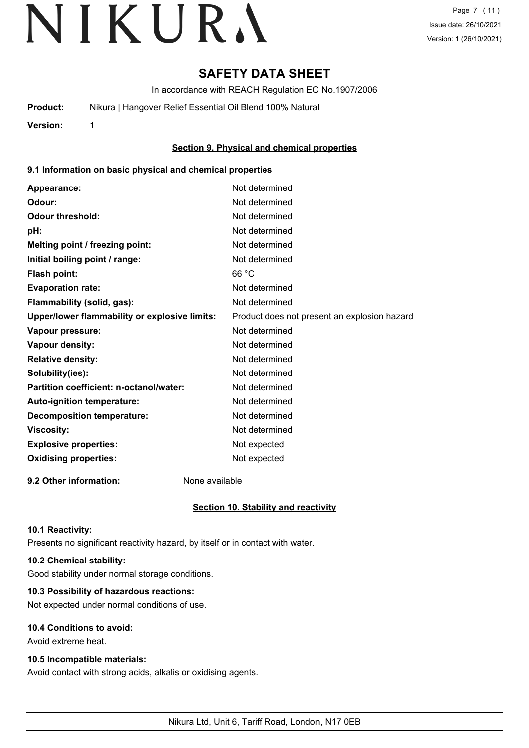# SAFETY DATA SHEET

In accordance with REACH Regulation EC No.1907/2006

**Product:** Nikura | Hangover Relief Essential Oil Blend 100% Natural

**Version:** 1

## Section 9. Physical and chemical properties

### 9.1 Information on basic physical and chemical properties

| | |
|---|---|
| **Appearance:** | Not determined |
| **Odour:** | Not determined |
| **Odour threshold:** | Not determined |
| **pH:** | Not determined |
| **Melting point / freezing point:** | Not determined |
| **Initial boiling point / range:** | Not determined |
| **Flash point:** | 66 °C |
| **Evaporation rate:** | Not determined |
| **Flammability (solid, gas):** | Not determined |
| **Upper/lower flammability or explosive limits:** | Product does not present an explosion hazard |
| **Vapour pressure:** | Not determined |
| **Vapour density:** | Not determined |
| **Relative density:** | Not determined |
| **Solubility(ies):** | Not determined |
| **Partition coefficient: n-octanol/water:** | Not determined |
| **Auto-ignition temperature:** | Not determined |
| **Decomposition temperature:** | Not determined |
| **Viscosity:** | Not determined |
| **Explosive properties:** | Not expected |
| **Oxidising properties:** | Not expected |

**9.2 Other information:** None available

## Section 10. Stability and reactivity

### 10.1 Reactivity:

Presents no significant reactivity hazard, by itself or in contact with water.

### 10.2 Chemical stability:

Good stability under normal storage conditions.

### 10.3 Possibility of hazardous reactions:

Not expected under normal conditions of use.

### 10.4 Conditions to avoid:

Avoid extreme heat.

### 10.5 Incompatible materials:

Avoid contact with strong acids, alkalis or oxidising agents.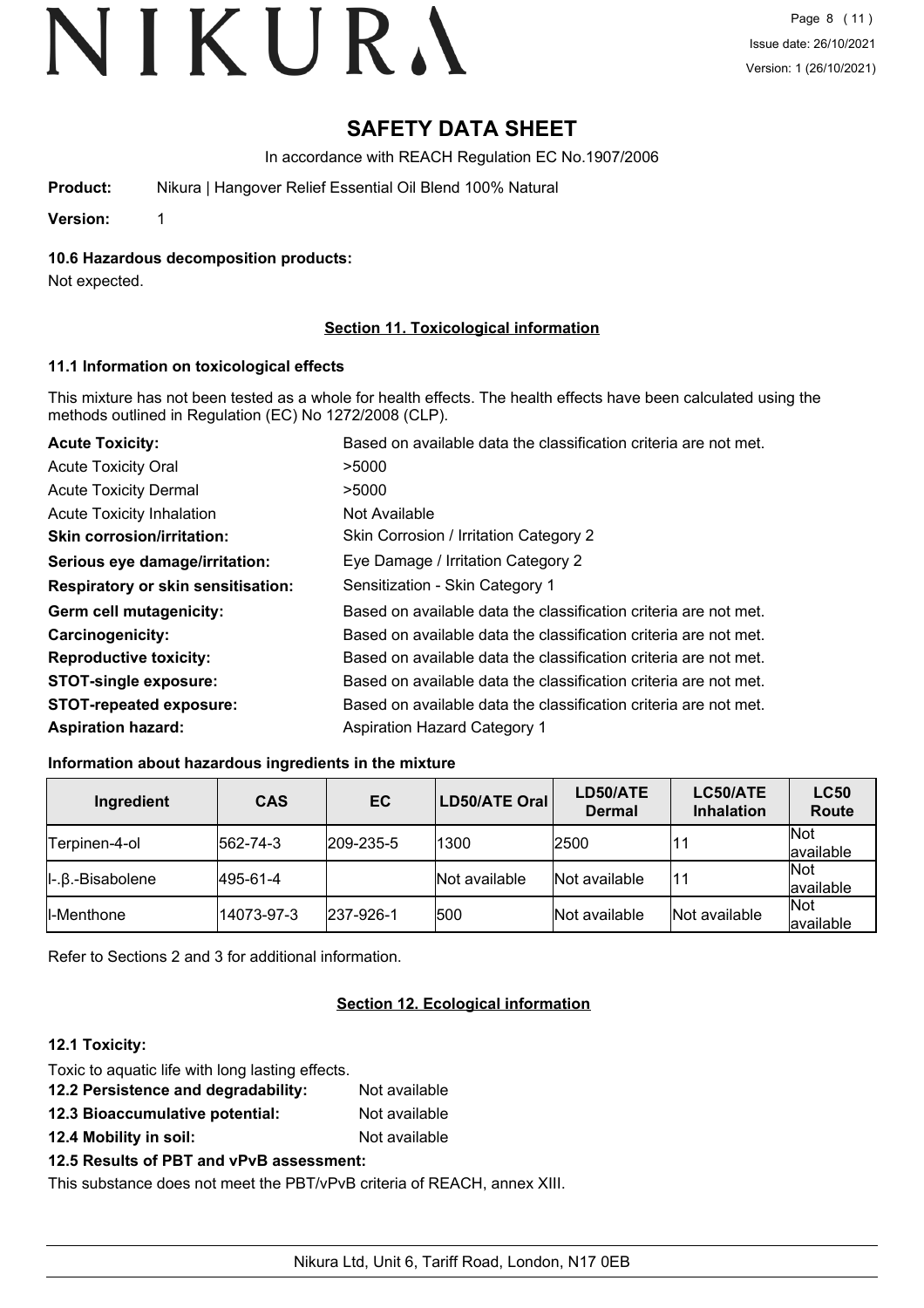# SAFETY DATA SHEET

In accordance with REACH Regulation EC No.1907/2006

**Product:** Nikura | Hangover Relief Essential Oil Blend 100% Natural

**Version:** 1

### 10.6 Hazardous decomposition products:

Not expected.

## Section 11. Toxicological information

### 11.1 Information on toxicological effects

This mixture has not been tested as a whole for health effects. The health effects have been calculated using the methods outlined in Regulation (EC) No 1272/2008 (CLP).

| | |
|---|---|
| **Acute Toxicity:** | Based on available data the classification criteria are not met. |
| Acute Toxicity Oral | >5000 |
| Acute Toxicity Dermal | >5000 |
| Acute Toxicity Inhalation | Not Available |
| **Skin corrosion/irritation:** | Skin Corrosion / Irritation Category 2 |
| **Serious eye damage/irritation:** | Eye Damage / Irritation Category 2 |
| **Respiratory or skin sensitisation:** | Sensitization - Skin Category 1 |
| **Germ cell mutagenicity:** | Based on available data the classification criteria are not met. |
| **Carcinogenicity:** | Based on available data the classification criteria are not met. |
| **Reproductive toxicity:** | Based on available data the classification criteria are not met. |
| **STOT-single exposure:** | Based on available data the classification criteria are not met. |
| **STOT-repeated exposure:** | Based on available data the classification criteria are not met. |
| **Aspiration hazard:** | Aspiration Hazard Category 1 |

### Information about hazardous ingredients in the mixture

| Ingredient | CAS | EC | LD50/ATE Oral | LD50/ATE Dermal | LC50/ATE Inhalation | LC50 Route |
|---|---|---|---|---|---|---|
| Terpinen-4-ol | 562-74-3 | 209-235-5 | 1300 | 2500 | 11 | Not available |
| l-.β.-Bisabolene | 495-61-4 | | Not available | Not available | 11 | Not available |
| l-Menthone | 14073-97-3 | 237-926-1 | 500 | Not available | Not available | Not available |

Refer to Sections 2 and 3 for additional information.

## Section 12. Ecological information

### 12.1 Toxicity:

Toxic to aquatic life with long lasting effects.

**12.2 Persistence and degradability:** Not available

**12.3 Bioaccumulative potential:** Not available

**12.4 Mobility in soil:** Not available

### 12.5 Results of PBT and vPvB assessment:

This substance does not meet the PBT/vPvB criteria of REACH, annex XIII.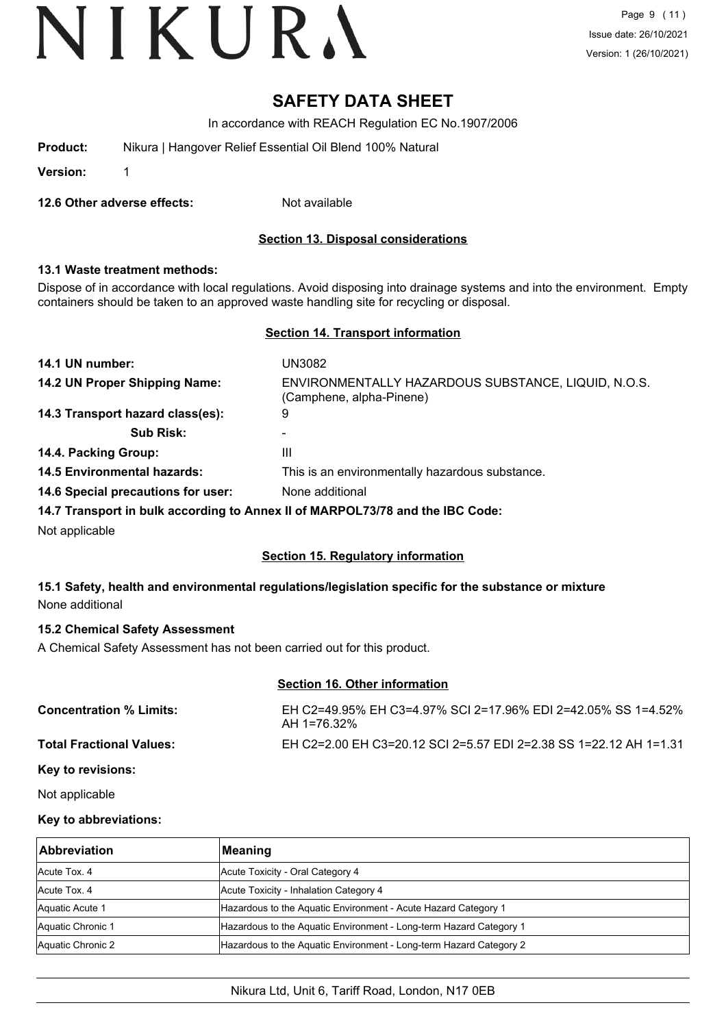# SAFETY DATA SHEET

In accordance with REACH Regulation EC No.1907/2006

**Product:** Nikura | Hangover Relief Essential Oil Blend 100% Natural

**Version:** 1

**12.6 Other adverse effects:** Not available

## Section 13. Disposal considerations

### 13.1 Waste treatment methods:

Dispose of in accordance with local regulations. Avoid disposing into drainage systems and into the environment. Empty containers should be taken to an approved waste handling site for recycling or disposal.

## Section 14. Transport information

**14.1 UN number:** UN3082

**14.2 UN Proper Shipping Name:** ENVIRONMENTALLY HAZARDOUS SUBSTANCE, LIQUID, N.O.S. (Camphene, alpha-Pinene)

**14.3 Transport hazard class(es):** 9

**Sub Risk:** -

**14.4. Packing Group:** III

**14.5 Environmental hazards:** This is an environmentally hazardous substance.

**14.6 Special precautions for user:** None additional

**14.7 Transport in bulk according to Annex II of MARPOL73/78 and the IBC Code:**

Not applicable

## Section 15. Regulatory information

### 15.1 Safety, health and environmental regulations/legislation specific for the substance or mixture

None additional

### 15.2 Chemical Safety Assessment

A Chemical Safety Assessment has not been carried out for this product.

## Section 16. Other information

**Concentration % Limits:** EH C2=49.95% EH C3=4.97% SCI 2=17.96% EDI 2=42.05% SS 1=4.52% AH 1=76.32%

**Total Fractional Values:** EH C2=2.00 EH C3=20.12 SCI 2=5.57 EDI 2=2.38 SS 1=22.12 AH 1=1.31

**Key to revisions:**

Not applicable

**Key to abbreviations:**

| Abbreviation | Meaning |
|---|---|
| Acute Tox. 4 | Acute Toxicity - Oral Category 4 |
| Acute Tox. 4 | Acute Toxicity - Inhalation Category 4 |
| Aquatic Acute 1 | Hazardous to the Aquatic Environment - Acute Hazard Category 1 |
| Aquatic Chronic 1 | Hazardous to the Aquatic Environment - Long-term Hazard Category 1 |
| Aquatic Chronic 2 | Hazardous to the Aquatic Environment - Long-term Hazard Category 2 |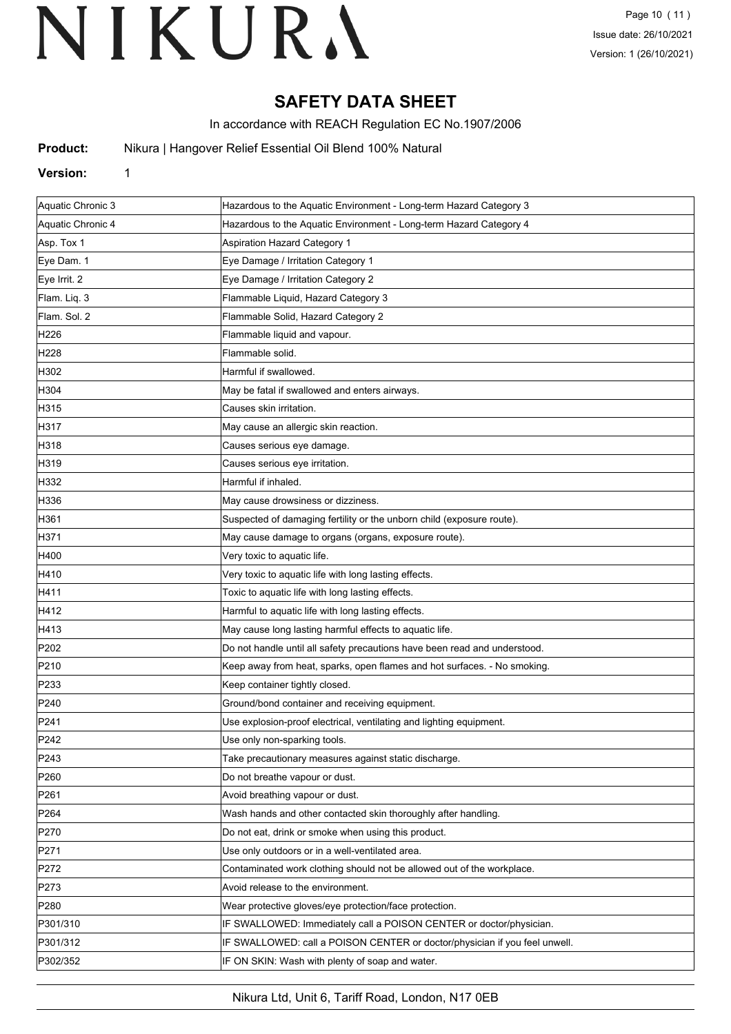# SAFETY DATA SHEET

In accordance with REACH Regulation EC No.1907/2006

**Product:** Nikura | Hangover Relief Essential Oil Blend 100% Natural

**Version:** 1

| | |
|---|---|
| Aquatic Chronic 3 | Hazardous to the Aquatic Environment - Long-term Hazard Category 3 |
| Aquatic Chronic 4 | Hazardous to the Aquatic Environment - Long-term Hazard Category 4 |
| Asp. Tox 1 | Aspiration Hazard Category 1 |
| Eye Dam. 1 | Eye Damage / Irritation Category 1 |
| Eye Irrit. 2 | Eye Damage / Irritation Category 2 |
| Flam. Liq. 3 | Flammable Liquid, Hazard Category 3 |
| Flam. Sol. 2 | Flammable Solid, Hazard Category 2 |
| H226 | Flammable liquid and vapour. |
| H228 | Flammable solid. |
| H302 | Harmful if swallowed. |
| H304 | May be fatal if swallowed and enters airways. |
| H315 | Causes skin irritation. |
| H317 | May cause an allergic skin reaction. |
| H318 | Causes serious eye damage. |
| H319 | Causes serious eye irritation. |
| H332 | Harmful if inhaled. |
| H336 | May cause drowsiness or dizziness. |
| H361 | Suspected of damaging fertility or the unborn child (exposure route). |
| H371 | May cause damage to organs (organs, exposure route). |
| H400 | Very toxic to aquatic life. |
| H410 | Very toxic to aquatic life with long lasting effects. |
| H411 | Toxic to aquatic life with long lasting effects. |
| H412 | Harmful to aquatic life with long lasting effects. |
| H413 | May cause long lasting harmful effects to aquatic life. |
| P202 | Do not handle until all safety precautions have been read and understood. |
| P210 | Keep away from heat, sparks, open flames and hot surfaces. - No smoking. |
| P233 | Keep container tightly closed. |
| P240 | Ground/bond container and receiving equipment. |
| P241 | Use explosion-proof electrical, ventilating and lighting equipment. |
| P242 | Use only non-sparking tools. |
| P243 | Take precautionary measures against static discharge. |
| P260 | Do not breathe vapour or dust. |
| P261 | Avoid breathing vapour or dust. |
| P264 | Wash hands and other contacted skin thoroughly after handling. |
| P270 | Do not eat, drink or smoke when using this product. |
| P271 | Use only outdoors or in a well-ventilated area. |
| P272 | Contaminated work clothing should not be allowed out of the workplace. |
| P273 | Avoid release to the environment. |
| P280 | Wear protective gloves/eye protection/face protection. |
| P301/310 | IF SWALLOWED: Immediately call a POISON CENTER or doctor/physician. |
| P301/312 | IF SWALLOWED: call a POISON CENTER or doctor/physician if you feel unwell. |
| P302/352 | IF ON SKIN: Wash with plenty of soap and water. |

Nikura Ltd, Unit 6, Tariff Road, London, N17 0EB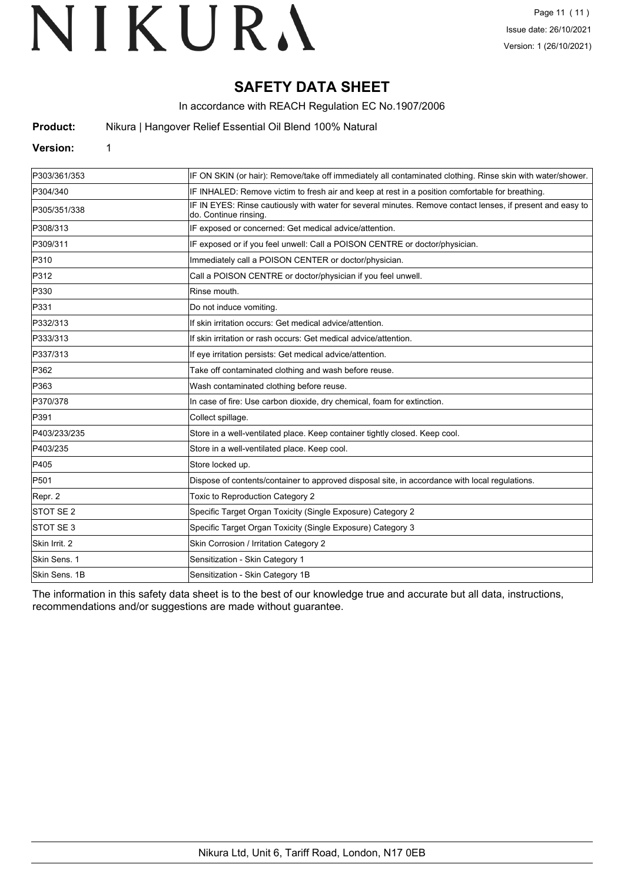## SAFETY DATA SHEET

In accordance with REACH Regulation EC No.1907/2006

**Product:** Nikura | Hangover Relief Essential Oil Blend 100% Natural

**Version:** 1

| | |
|---|---|
| P303/361/353 | IF ON SKIN (or hair): Remove/take off immediately all contaminated clothing. Rinse skin with water/shower. |
| P304/340 | IF INHALED: Remove victim to fresh air and keep at rest in a position comfortable for breathing. |
| P305/351/338 | IF IN EYES: Rinse cautiously with water for several minutes. Remove contact lenses, if present and easy to do. Continue rinsing. |
| P308/313 | IF exposed or concerned: Get medical advice/attention. |
| P309/311 | IF exposed or if you feel unwell: Call a POISON CENTRE or doctor/physician. |
| P310 | Immediately call a POISON CENTER or doctor/physician. |
| P312 | Call a POISON CENTRE or doctor/physician if you feel unwell. |
| P330 | Rinse mouth. |
| P331 | Do not induce vomiting. |
| P332/313 | If skin irritation occurs: Get medical advice/attention. |
| P333/313 | If skin irritation or rash occurs: Get medical advice/attention. |
| P337/313 | If eye irritation persists: Get medical advice/attention. |
| P362 | Take off contaminated clothing and wash before reuse. |
| P363 | Wash contaminated clothing before reuse. |
| P370/378 | In case of fire: Use carbon dioxide, dry chemical, foam for extinction. |
| P391 | Collect spillage. |
| P403/233/235 | Store in a well-ventilated place. Keep container tightly closed. Keep cool. |
| P403/235 | Store in a well-ventilated place. Keep cool. |
| P405 | Store locked up. |
| P501 | Dispose of contents/container to approved disposal site, in accordance with local regulations. |
| Repr. 2 | Toxic to Reproduction Category 2 |
| STOT SE 2 | Specific Target Organ Toxicity (Single Exposure) Category 2 |
| STOT SE 3 | Specific Target Organ Toxicity (Single Exposure) Category 3 |
| Skin Irrit. 2 | Skin Corrosion / Irritation Category 2 |
| Skin Sens. 1 | Sensitization - Skin Category 1 |
| Skin Sens. 1B | Sensitization - Skin Category 1B |

The information in this safety data sheet is to the best of our knowledge true and accurate but all data, instructions, recommendations and/or suggestions are made without guarantee.